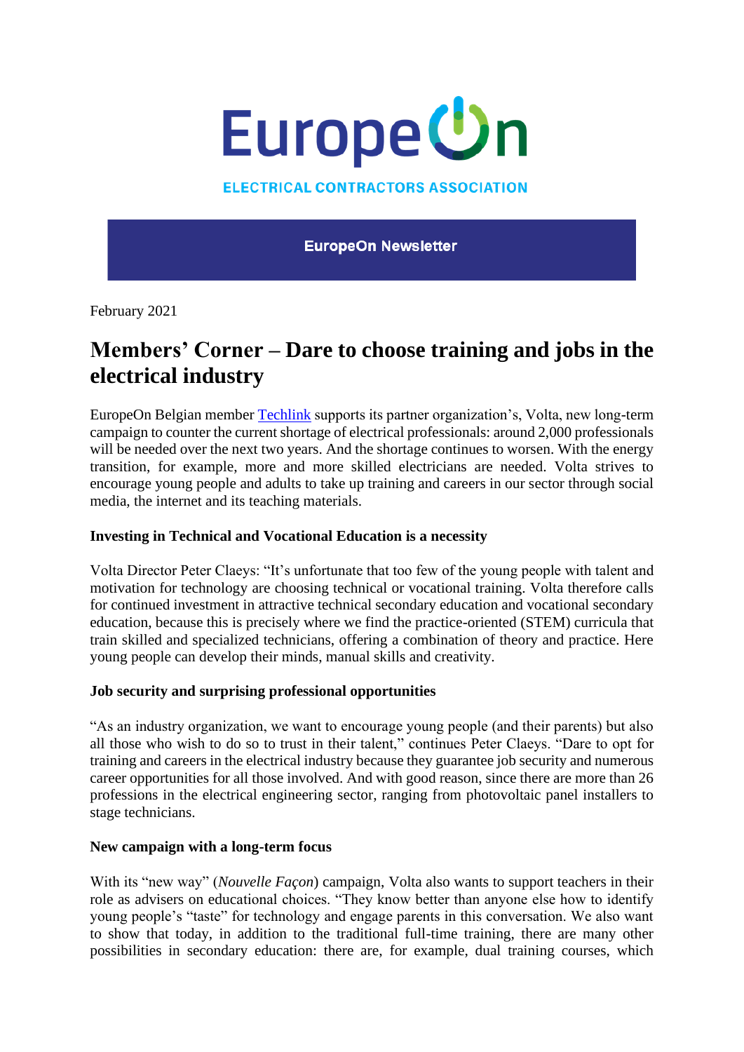# EuropeOn

ELECTRICAL CONTRACTORS ASSOCIATION

**EuropeOn Newsletter**

February 2021

## Members' Corner – Dare to choose training and jobs in the electrical industry

EuropeOn Belgian member [Techlink](Techlink) supports its partner organization's, Volta, new long-term campaign to counter the current shortage of electrical professionals: around 2,000 professionals will be needed over the next two years. And the shortage continues to worsen. With the energy transition, for example, more and more skilled electricians are needed. Volta strives to encourage young people and adults to take up training and careers in our sector through social media, the internet and its teaching materials.

**Investing in Technical and Vocational Education is a necessity**

Volta Director Peter Claeys: "It's unfortunate that too few of the young people with talent and motivation for technology are choosing technical or vocational training. Volta therefore calls for continued investment in attractive technical secondary education and vocational secondary education, because this is precisely where we find the practice-oriented (STEM) curricula that train skilled and specialized technicians, offering a combination of theory and practice. Here young people can develop their minds, manual skills and creativity.

**Job security and surprising professional opportunities**

"As an industry organization, we want to encourage young people (and their parents) but also all those who wish to do so to trust in their talent," continues Peter Claeys. "Dare to opt for training and careers in the electrical industry because they guarantee job security and numerous career opportunities for all those involved. And with good reason, since there are more than 26 professions in the electrical engineering sector, ranging from photovoltaic panel installers to stage technicians.

**New campaign with a long-term focus**

With its "new way" (*Nouvelle Façon*) campaign, Volta also wants to support teachers in their role as advisers on educational choices. "They know better than anyone else how to identify young people's "taste" for technology and engage parents in this conversation. We also want to show that today, in addition to the traditional full-time training, there are many other possibilities in secondary education: there are, for example, dual training courses, which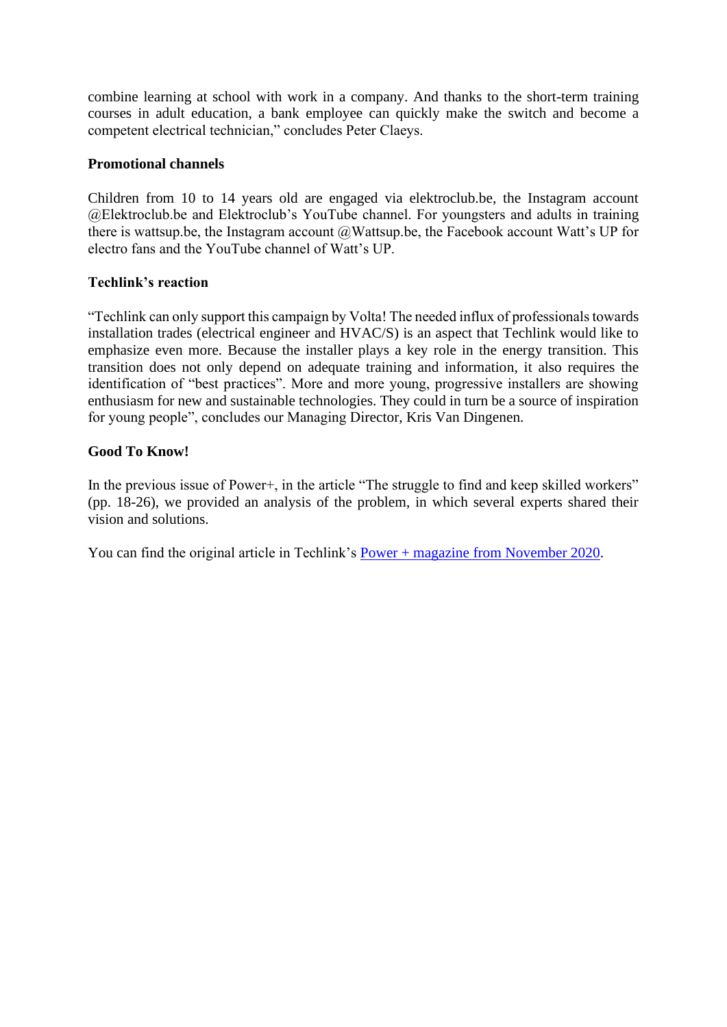combine learning at school with work in a company. And thanks to the short-term training courses in adult education, a bank employee can quickly make the switch and become a competent electrical technician," concludes Peter Claeys.

**Promotional channels**

Children from 10 to 14 years old are engaged via elektroclub.be, the Instagram account @Elektroclub.be and Elektroclub's YouTube channel. For youngsters and adults in training there is wattsup.be, the Instagram account @Wattsup.be, the Facebook account Watt's UP for electro fans and the YouTube channel of Watt's UP.

**Techlink's reaction**

"Techlink can only support this campaign by Volta! The needed influx of professionals towards installation trades (electrical engineer and HVAC/S) is an aspect that Techlink would like to emphasize even more. Because the installer plays a key role in the energy transition. This transition does not only depend on adequate training and information, it also requires the identification of "best practices". More and more young, progressive installers are showing enthusiasm for new and sustainable technologies. They could in turn be a source of inspiration for young people", concludes our Managing Director, Kris Van Dingenen.

**Good To Know!**

In the previous issue of Power+, in the article "The struggle to find and keep skilled workers" (pp. 18-26), we provided an analysis of the problem, in which several experts shared their vision and solutions.

You can find the original article in Techlink's Power + magazine from November 2020.